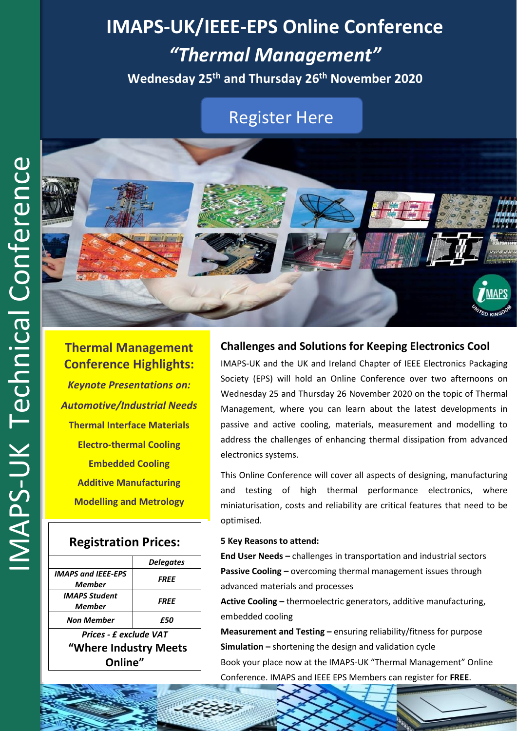IMAPS-UK Technical Conference

# IMAPS-UK/IEEE-EPS Online Conference

## *"Thermal Management"*

**Wednesday 25th and Thursday 26th November 2020**

Register Here

## Thermal Management Conference Highlights:

***Keynote Presentations on:***

***Automotive/Industrial Needs***

**Thermal Interface Materials**

**Electro-thermal Cooling**

**Embedded Cooling**

**Additive Manufacturing**

**Modelling and Metrology**

## Registration Prices:

| | *Delegates* |
|---|---|
| *IMAPS and IEEE-EPS Member* | *FREE* |
| *IMAPS Student Member* | *FREE* |
| *Non Member* | *£50* |

*Prices - £ exclude VAT*

**"Where Industry Meets Online"**

## Challenges and Solutions for Keeping Electronics Cool

IMAPS-UK and the UK and Ireland Chapter of IEEE Electronics Packaging Society (EPS) will hold an Online Conference over two afternoons on Wednesday 25 and Thursday 26 November 2020 on the topic of Thermal Management, where you can learn about the latest developments in passive and active cooling, materials, measurement and modelling to address the challenges of enhancing thermal dissipation from advanced electronics systems.

This Online Conference will cover all aspects of designing, manufacturing and testing of high thermal performance electronics, where miniaturisation, costs and reliability are critical features that need to be optimised.

**5 Key Reasons to attend:**

**End User Needs –** challenges in transportation and industrial sectors

**Passive Cooling –** overcoming thermal management issues through advanced materials and processes

**Active Cooling –** thermoelectric generators, additive manufacturing, embedded cooling

**Measurement and Testing –** ensuring reliability/fitness for purpose

**Simulation –** shortening the design and validation cycle

Book your place now at the IMAPS-UK "Thermal Management" Online Conference. IMAPS and IEEE EPS Members can register for **FREE**.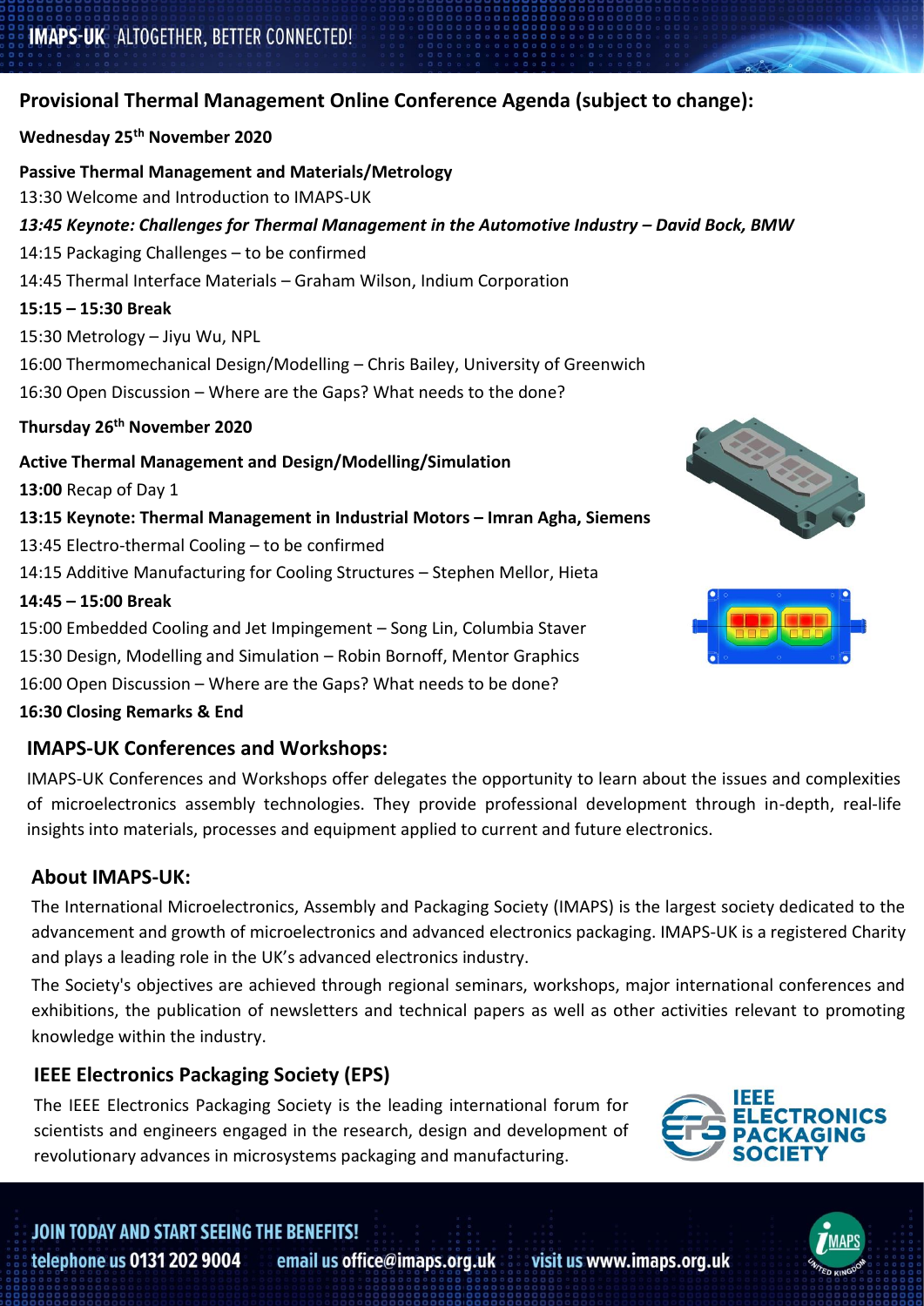## Provisional Thermal Management Online Conference Agenda (subject to change):

**Wednesday 25th November 2020**

**Passive Thermal Management and Materials/Metrology**

13:30 Welcome and Introduction to IMAPS-UK

***13:45 Keynote: Challenges for Thermal Management in the Automotive Industry – David Bock, BMW***

14:15 Packaging Challenges – to be confirmed

14:45 Thermal Interface Materials – Graham Wilson, Indium Corporation

**15:15 – 15:30 Break**

15:30 Metrology – Jiyu Wu, NPL

16:00 Thermomechanical Design/Modelling – Chris Bailey, University of Greenwich

16:30 Open Discussion – Where are the Gaps? What needs to the done?

**Thursday 26th November 2020**

**Active Thermal Management and Design/Modelling/Simulation**

**13:00** Recap of Day 1

**13:15 Keynote: Thermal Management in Industrial Motors – Imran Agha, Siemens**

13:45 Electro-thermal Cooling – to be confirmed

14:15 Additive Manufacturing for Cooling Structures – Stephen Mellor, Hieta

**14:45 – 15:00 Break**

15:00 Embedded Cooling and Jet Impingement – Song Lin, Columbia Staver

15:30 Design, Modelling and Simulation – Robin Bornoff, Mentor Graphics

16:00 Open Discussion – Where are the Gaps? What needs to be done?

**16:30 Closing Remarks & End**

## IMAPS-UK Conferences and Workshops:

IMAPS-UK Conferences and Workshops offer delegates the opportunity to learn about the issues and complexities of microelectronics assembly technologies. They provide professional development through in-depth, real-life insights into materials, processes and equipment applied to current and future electronics.

## About IMAPS-UK:

The International Microelectronics, Assembly and Packaging Society (IMAPS) is the largest society dedicated to the advancement and growth of microelectronics and advanced electronics packaging. IMAPS-UK is a registered Charity and plays a leading role in the UK's advanced electronics industry.

The Society's objectives are achieved through regional seminars, workshops, major international conferences and exhibitions, the publication of newsletters and technical papers as well as other activities relevant to promoting knowledge within the industry.

## IEEE Electronics Packaging Society (EPS)

The IEEE Electronics Packaging Society is the leading international forum for scientists and engineers engaged in the research, design and development of revolutionary advances in microsystems packaging and manufacturing.

**JOIN TODAY AND START SEEING THE BENEFITS!**

telephone us **0131 202 9004** email us **office@imaps.org.uk** visit us **www.imaps.org.uk**